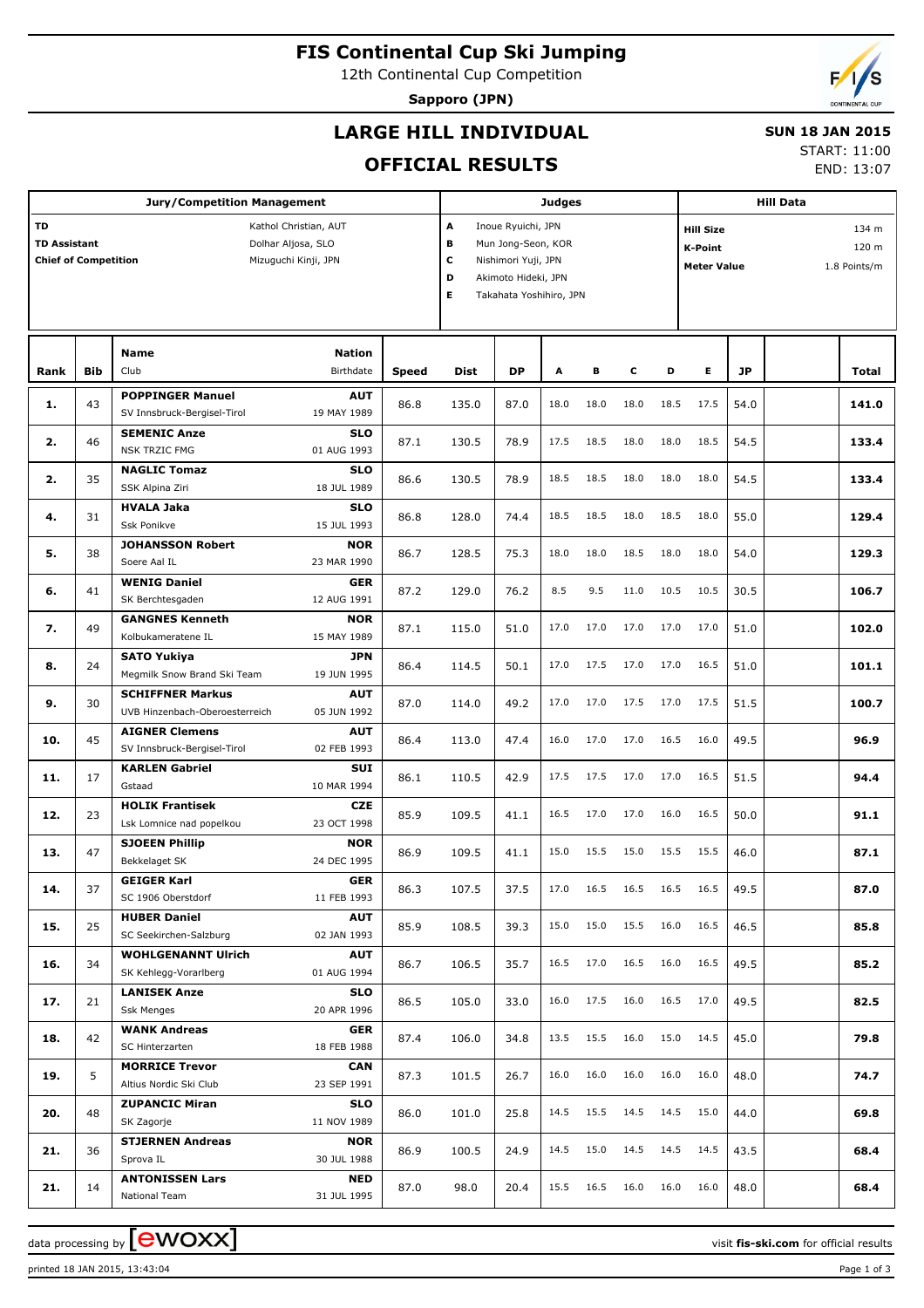# FIS Continental Cup Ski Jumping

12th Continental Cup Competition

**Sapporo (JPN)**

## LARGE HILL INDIVIDUAL

## OFFICIAL RESULTS

**SUN 18 JAN 2015**

START: 11:00

END: 13:07

| Jury/Competition Management | | Judges | | Hill Data | |
|---|---|---|---|---|---|
| TD | Kathol Christian, AUT | A | Inoue Ryuichi, JPN | Hill Size | 134 m |
| TD Assistant | Dolhar Aljosa, SLO | B | Mun Jong-Seon, KOR | K-Point | 120 m |
| Chief of Competition | Mizuguchi Kinji, JPN | C | Nishimori Yuji, JPN | Meter Value | 1.8 Points/m |
| | | D | Akimoto Hideki, JPN | | |
| | | E | Takahata Yoshihiro, JPN | | |

| Rank | Bib | Name / Club | Nation / Birthdate | Speed | Dist | DP | A | B | C | D | E | JP | Total |
|---|---|---|---|---|---|---|---|---|---|---|---|---|---|
| 1. | 43 | **POPPINGER Manuel** SV Innsbruck-Bergisel-Tirol | **AUT** 19 MAY 1989 | 86.8 | 135.0 | 87.0 | 18.0 | 18.0 | 18.0 | 18.5 | 17.5 | 54.0 | **141.0** |
| 2. | 46 | **SEMENIC Anze** NSK TRZIC FMG | **SLO** 01 AUG 1993 | 87.1 | 130.5 | 78.9 | 17.5 | 18.5 | 18.0 | 18.0 | 18.5 | 54.5 | **133.4** |
| 2. | 35 | **NAGLIC Tomaz** SSK Alpina Ziri | **SLO** 18 JUL 1989 | 86.6 | 130.5 | 78.9 | 18.5 | 18.5 | 18.0 | 18.0 | 18.0 | 54.5 | **133.4** |
| 4. | 31 | **HVALA Jaka** Ssk Ponikve | **SLO** 15 JUL 1993 | 86.8 | 128.0 | 74.4 | 18.5 | 18.5 | 18.0 | 18.5 | 18.0 | 55.0 | **129.4** |
| 5. | 38 | **JOHANSSON Robert** Soere Aal IL | **NOR** 23 MAR 1990 | 86.7 | 128.5 | 75.3 | 18.0 | 18.0 | 18.5 | 18.0 | 18.0 | 54.0 | **129.3** |
| 6. | 41 | **WENIG Daniel** SK Berchtesgaden | **GER** 12 AUG 1991 | 87.2 | 129.0 | 76.2 | 8.5 | 9.5 | 11.0 | 10.5 | 10.5 | 30.5 | **106.7** |
| 7. | 49 | **GANGNES Kenneth** Kolbukameratene IL | **NOR** 15 MAY 1989 | 87.1 | 115.0 | 51.0 | 17.0 | 17.0 | 17.0 | 17.0 | 17.0 | 51.0 | **102.0** |
| 8. | 24 | **SATO Yukiya** Megmilk Snow Brand Ski Team | **JPN** 19 JUN 1995 | 86.4 | 114.5 | 50.1 | 17.0 | 17.5 | 17.0 | 17.0 | 16.5 | 51.0 | **101.1** |
| 9. | 30 | **SCHIFFNER Markus** UVB Hinzenbach-Oberoesterreich | **AUT** 05 JUN 1992 | 87.0 | 114.0 | 49.2 | 17.0 | 17.0 | 17.5 | 17.0 | 17.5 | 51.5 | **100.7** |
| 10. | 45 | **AIGNER Clemens** SV Innsbruck-Bergisel-Tirol | **AUT** 02 FEB 1993 | 86.4 | 113.0 | 47.4 | 16.0 | 17.0 | 17.0 | 16.5 | 16.0 | 49.5 | **96.9** |
| 11. | 17 | **KARLEN Gabriel** Gstaad | **SUI** 10 MAR 1994 | 86.1 | 110.5 | 42.9 | 17.5 | 17.5 | 17.0 | 17.0 | 16.5 | 51.5 | **94.4** |
| 12. | 23 | **HOLIK Frantisek** Lsk Lomnice nad popelkou | **CZE** 23 OCT 1998 | 85.9 | 109.5 | 41.1 | 16.5 | 17.0 | 17.0 | 16.0 | 16.5 | 50.0 | **91.1** |
| 13. | 47 | **SJOEEN Phillip** Bekkelaget SK | **NOR** 24 DEC 1995 | 86.9 | 109.5 | 41.1 | 15.0 | 15.5 | 15.0 | 15.5 | 15.5 | 46.0 | **87.1** |
| 14. | 37 | **GEIGER Karl** SC 1906 Oberstdorf | **GER** 11 FEB 1993 | 86.3 | 107.5 | 37.5 | 17.0 | 16.5 | 16.5 | 16.5 | 16.5 | 49.5 | **87.0** |
| 15. | 25 | **HUBER Daniel** SC Seekirchen-Salzburg | **AUT** 02 JAN 1993 | 85.9 | 108.5 | 39.3 | 15.0 | 15.0 | 15.5 | 16.0 | 16.5 | 46.5 | **85.8** |
| 16. | 34 | **WOHLGENANNT Ulrich** SK Kehlegg-Vorarlberg | **AUT** 01 AUG 1994 | 86.7 | 106.5 | 35.7 | 16.5 | 17.0 | 16.5 | 16.0 | 16.5 | 49.5 | **85.2** |
| 17. | 21 | **LANISEK Anze** Ssk Menges | **SLO** 20 APR 1996 | 86.5 | 105.0 | 33.0 | 16.0 | 17.5 | 16.0 | 16.5 | 17.0 | 49.5 | **82.5** |
| 18. | 42 | **WANK Andreas** SC Hinterzarten | **GER** 18 FEB 1988 | 87.4 | 106.0 | 34.8 | 13.5 | 15.5 | 16.0 | 15.0 | 14.5 | 45.0 | **79.8** |
| 19. | 5 | **MORRICE Trevor** Altius Nordic Ski Club | **CAN** 23 SEP 1991 | 87.3 | 101.5 | 26.7 | 16.0 | 16.0 | 16.0 | 16.0 | 16.0 | 48.0 | **74.7** |
| 20. | 48 | **ZUPANCIC Miran** SK Zagorje | **SLO** 11 NOV 1989 | 86.0 | 101.0 | 25.8 | 14.5 | 15.5 | 14.5 | 14.5 | 15.0 | 44.0 | **69.8** |
| 21. | 36 | **STJERNEN Andreas** Sprova IL | **NOR** 30 JUL 1988 | 86.9 | 100.5 | 24.9 | 14.5 | 15.0 | 14.5 | 14.5 | 14.5 | 43.5 | **68.4** |
| 21. | 14 | **ANTONISSEN Lars** National Team | **NED** 31 JUL 1995 | 87.0 | 98.0 | 20.4 | 15.5 | 16.5 | 16.0 | 16.0 | 16.0 | 48.0 | **68.4** |

data processing by ewoxx — visit **fis-ski.com** for official results

printed 18 JAN 2015, 13:43:04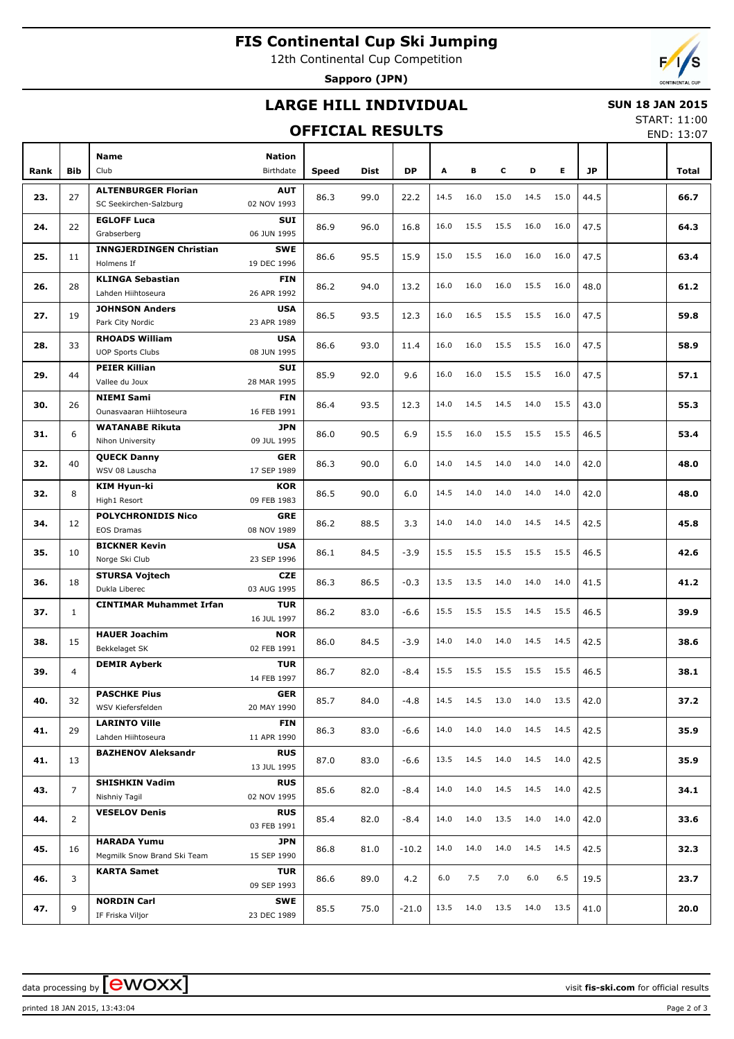# FIS Continental Cup Ski Jumping

12th Continental Cup Competition

**Sapporo (JPN)**

## LARGE HILL INDIVIDUAL

**SUN 18 JAN 2015**

START: 11:00

END: 13:07

## OFFICIAL RESULTS

| Rank | Bib | Name / Club | Nation / Birthdate | Speed | Dist | DP | A | B | C | D | E | JP | | Total |
|---|---|---|---|---|---|---|---|---|---|---|---|---|---|---|
| 23. | 27 | **ALTENBURGER Florian**<br>SC Seekirchen-Salzburg | **AUT**<br>02 NOV 1993 | 86.3 | 99.0 | 22.2 | 14.5 | 16.0 | 15.0 | 14.5 | 15.0 | 44.5 | | **66.7** |
| 24. | 22 | **EGLOFF Luca**<br>Grabserberg | **SUI**<br>06 JUN 1995 | 86.9 | 96.0 | 16.8 | 16.0 | 15.5 | 15.5 | 16.0 | 16.0 | 47.5 | | **64.3** |
| 25. | 11 | **INNGJERDINGEN Christian**<br>Holmens If | **SWE**<br>19 DEC 1996 | 86.6 | 95.5 | 15.9 | 15.0 | 15.5 | 16.0 | 16.0 | 16.0 | 47.5 | | **63.4** |
| 26. | 28 | **KLINGA Sebastian**<br>Lahden Hiihtoseura | **FIN**<br>26 APR 1992 | 86.2 | 94.0 | 13.2 | 16.0 | 16.0 | 16.0 | 15.5 | 16.0 | 48.0 | | **61.2** |
| 27. | 19 | **JOHNSON Anders**<br>Park City Nordic | **USA**<br>23 APR 1989 | 86.5 | 93.5 | 12.3 | 16.0 | 16.5 | 15.5 | 15.5 | 16.0 | 47.5 | | **59.8** |
| 28. | 33 | **RHOADS William**<br>UOP Sports Clubs | **USA**<br>08 JUN 1995 | 86.6 | 93.0 | 11.4 | 16.0 | 16.0 | 15.5 | 15.5 | 16.0 | 47.5 | | **58.9** |
| 29. | 44 | **PEIER Killian**<br>Vallee du Joux | **SUI**<br>28 MAR 1995 | 85.9 | 92.0 | 9.6 | 16.0 | 16.0 | 15.5 | 15.5 | 16.0 | 47.5 | | **57.1** |
| 30. | 26 | **NIEMI Sami**<br>Ounasvaaran Hiihtoseura | **FIN**<br>16 FEB 1991 | 86.4 | 93.5 | 12.3 | 14.0 | 14.5 | 14.5 | 14.0 | 15.5 | 43.0 | | **55.3** |
| 31. | 6 | **WATANABE Rikuta**<br>Nihon University | **JPN**<br>09 JUL 1995 | 86.0 | 90.5 | 6.9 | 15.5 | 16.0 | 15.5 | 15.5 | 15.5 | 46.5 | | **53.4** |
| 32. | 40 | **QUECK Danny**<br>WSV 08 Lauscha | **GER**<br>17 SEP 1989 | 86.3 | 90.0 | 6.0 | 14.0 | 14.5 | 14.0 | 14.0 | 14.0 | 42.0 | | **48.0** |
| 32. | 8 | **KIM Hyun-ki**<br>High1 Resort | **KOR**<br>09 FEB 1983 | 86.5 | 90.0 | 6.0 | 14.5 | 14.0 | 14.0 | 14.0 | 14.0 | 42.0 | | **48.0** |
| 34. | 12 | **POLYCHRONIDIS Nico**<br>EOS Dramas | **GRE**<br>08 NOV 1989 | 86.2 | 88.5 | 3.3 | 14.0 | 14.0 | 14.0 | 14.5 | 14.5 | 42.5 | | **45.8** |
| 35. | 10 | **BICKNER Kevin**<br>Norge Ski Club | **USA**<br>23 SEP 1996 | 86.1 | 84.5 | -3.9 | 15.5 | 15.5 | 15.5 | 15.5 | 15.5 | 46.5 | | **42.6** |
| 36. | 18 | **STURSA Vojtech**<br>Dukla Liberec | **CZE**<br>03 AUG 1995 | 86.3 | 86.5 | -0.3 | 13.5 | 13.5 | 14.0 | 14.0 | 14.0 | 41.5 | | **41.2** |
| 37. | 1 | **CINTIMAR Muhammet Irfan** | **TUR**<br>16 JUL 1997 | 86.2 | 83.0 | -6.6 | 15.5 | 15.5 | 15.5 | 14.5 | 15.5 | 46.5 | | **39.9** |
| 38. | 15 | **HAUER Joachim**<br>Bekkelaget SK | **NOR**<br>02 FEB 1991 | 86.0 | 84.5 | -3.9 | 14.0 | 14.0 | 14.0 | 14.5 | 14.5 | 42.5 | | **38.6** |
| 39. | 4 | **DEMIR Ayberk** | **TUR**<br>14 FEB 1997 | 86.7 | 82.0 | -8.4 | 15.5 | 15.5 | 15.5 | 15.5 | 15.5 | 46.5 | | **38.1** |
| 40. | 32 | **PASCHKE Pius**<br>WSV Kiefersfelden | **GER**<br>20 MAY 1990 | 85.7 | 84.0 | -4.8 | 14.5 | 14.5 | 13.0 | 14.0 | 13.5 | 42.0 | | **37.2** |
| 41. | 29 | **LARINTO Ville**<br>Lahden Hiihtoseura | **FIN**<br>11 APR 1990 | 86.3 | 83.0 | -6.6 | 14.0 | 14.0 | 14.0 | 14.5 | 14.5 | 42.5 | | **35.9** |
| 41. | 13 | **BAZHENOV Aleksandr** | **RUS**<br>13 JUL 1995 | 87.0 | 83.0 | -6.6 | 13.5 | 14.5 | 14.0 | 14.5 | 14.0 | 42.5 | | **35.9** |
| 43. | 7 | **SHISHKIN Vadim**<br>Nishniy Tagil | **RUS**<br>02 NOV 1995 | 85.6 | 82.0 | -8.4 | 14.0 | 14.0 | 14.5 | 14.5 | 14.0 | 42.5 | | **34.1** |
| 44. | 2 | **VESELOV Denis** | **RUS**<br>03 FEB 1991 | 85.4 | 82.0 | -8.4 | 14.0 | 14.0 | 13.5 | 14.0 | 14.0 | 42.0 | | **33.6** |
| 45. | 16 | **HARADA Yumu**<br>Megmilk Snow Brand Ski Team | **JPN**<br>15 SEP 1990 | 86.8 | 81.0 | -10.2 | 14.0 | 14.0 | 14.0 | 14.5 | 14.5 | 42.5 | | **32.3** |
| 46. | 3 | **KARTA Samet** | **TUR**<br>09 SEP 1993 | 86.6 | 89.0 | 4.2 | 6.0 | 7.5 | 7.0 | 6.0 | 6.5 | 19.5 | | **23.7** |
| 47. | 9 | **NORDIN Carl**<br>IF Friska Viljor | **SWE**<br>23 DEC 1989 | 85.5 | 75.0 | -21.0 | 13.5 | 14.0 | 13.5 | 14.0 | 13.5 | 41.0 | | **20.0** |

data processing by ewoxx — visit **fis-ski.com** for official results

printed 18 JAN 2015, 13:43:04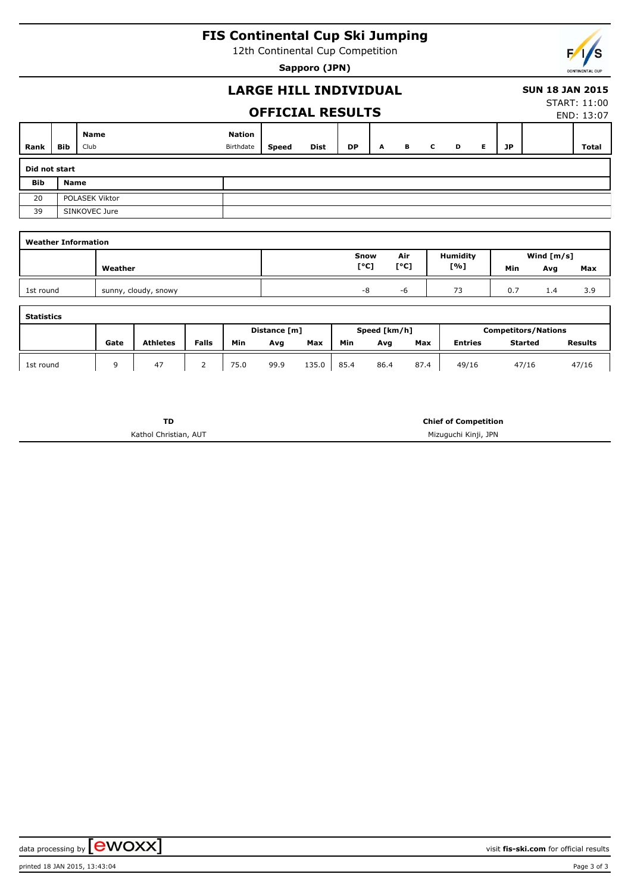# FIS Continental Cup Ski Jumping

12th Continental Cup Competition

**Sapporo (JPN)**

## LARGE HILL INDIVIDUAL

**SUN 18 JAN 2015**

START: 11:00

END: 13:07

## OFFICIAL RESULTS

| Rank | Bib | Name / Club | Nation / Birthdate | Speed | Dist | DP | A | B | C | D | E | JP | | Total |
|---|---|---|---|---|---|---|---|---|---|---|---|---|---|---|

**Did not start**

| Bib | Name |
|---|---|
| 20 | POLASEK Viktor |
| 39 | SINKOVEC Jure |

**Weather Information**

| | Weather | Snow [°C] | Air [°C] | Humidity [%] | Wind [m/s] Min | Avg | Max |
|---|---|---|---|---|---|---|---|
| 1st round | sunny, cloudy, snowy | -8 | -6 | 73 | 0.7 | 1.4 | 3.9 |

**Statistics**

| | Gate | Athletes | Falls | Distance [m] | | | Speed [km/h] | | | Competitors/Nations | | |
|---|---|---|---|---|---|---|---|---|---|---|---|---|
| | | | | Min | Avg | Max | Min | Avg | Max | Entries | Started | Results |
| 1st round | 9 | 47 | 2 | 75.0 | 99.9 | 135.0 | 85.4 | 86.4 | 87.4 | 49/16 | 47/16 | 47/16 |

**TD**

Kathol Christian, AUT

**Chief of Competition**

Mizuguchi Kinji, JPN

data processing by [ewoxx]

visit **fis-ski.com** for official results

printed 18 JAN 2015, 13:43:04